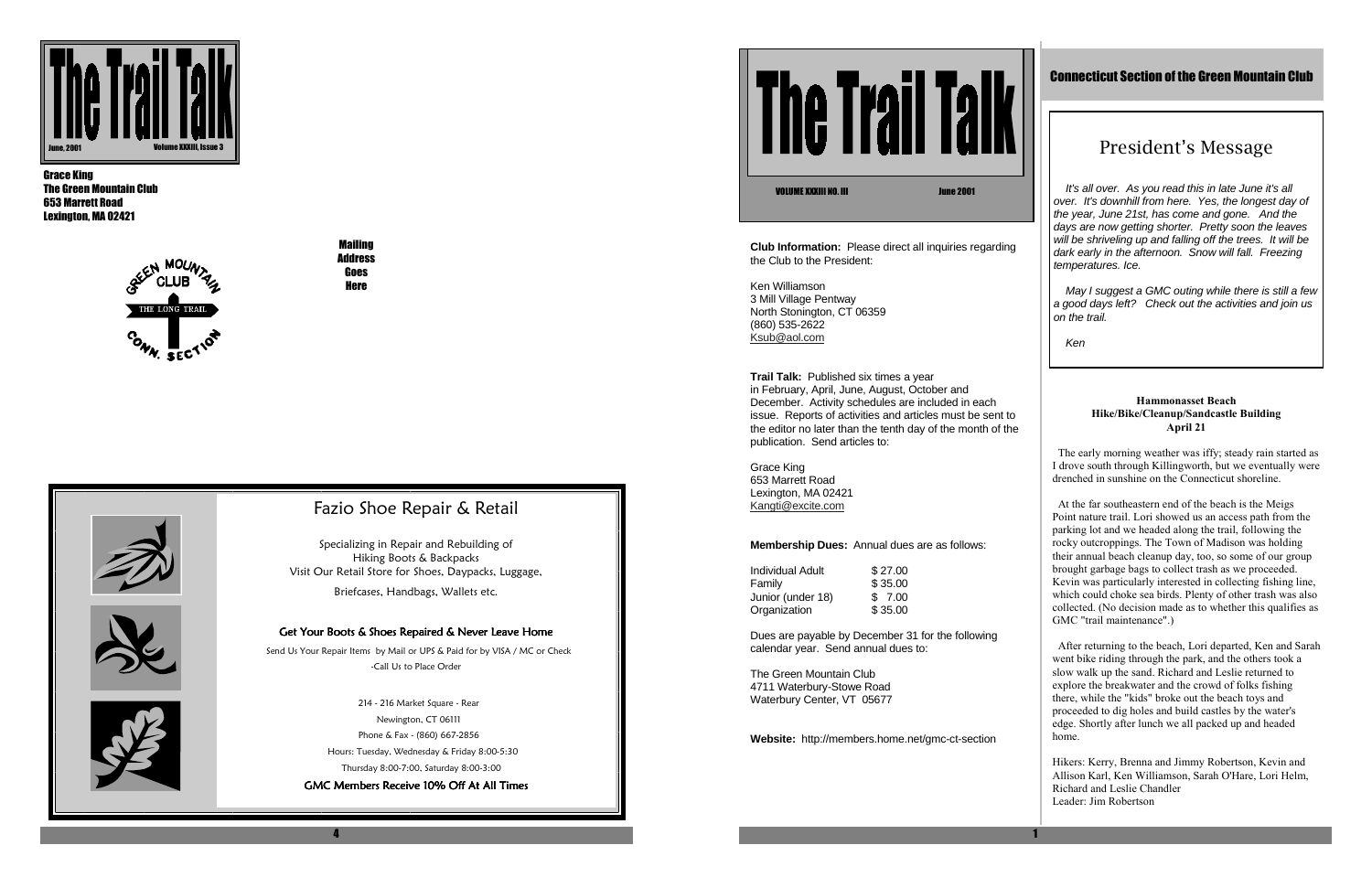# The Trail Talk

June, 2001 — Volume XXXIII, Issue 3

**Grace King**
**The Green Mountain Club**
**653 Marrett Road**
**Lexington, MA 02421**

GREEN MOUNTAIN CLUB — THE LONG TRAIL — CONN. SECTION

**Mailing Address Goes Here**

## Fazio Shoe Repair & Retail

Specializing in Repair and Rebuilding of Hiking Boots & Backpacks
Visit Our Retail Store for Shoes, Daypacks, Luggage, Briefcases, Handbags, Wallets etc.

**Get Your Boots & Shoes Repaired & Never Leave Home**

Send Us Your Repair Items by Mail or UPS & Paid for by VISA / MC or Check -Call Us to Place Order

214 - 216 Market Square - Rear
Newington, CT 06111
Phone & Fax - (860) 667-2856
Hours: Tuesday, Wednesday & Friday 8:00-5:30
Thursday 8:00-7:00, Saturday 8:00-3:00

**GMC Members Receive 10% Off At All Times**

# The Trail Talk

VOLUME XXXIII NO. III — June 2001

**Club Information:** Please direct all inquiries regarding the Club to the President:

Ken Williamson
3 Mill Village Pentway
North Stonington, CT 06359
(860) 535-2622
Ksub@aol.com

**Trail Talk:** Published six times a year in February, April, June, August, October and December. Activity schedules are included in each issue. Reports of activities and articles must be sent to the editor no later than the tenth day of the month of the publication. Send articles to:

Grace King
653 Marrett Road
Lexington, MA 02421
Kangti@excite.com

**Membership Dues:** Annual dues are as follows:

| | |
|---|---|
| Individual Adult | $ 27.00 |
| Family | $ 35.00 |
| Junior (under 18) | $ 7.00 |
| Organization | $ 35.00 |

Dues are payable by December 31 for the following calendar year. Send annual dues to:

The Green Mountain Club
4711 Waterbury-Stowe Road
Waterbury Center, VT 05677

**Website:** http://members.home.net/gmc-ct-section

## Connecticut Section of the Green Mountain Club

## President's Message

*It's all over. As you read this in late June it's all over. It's downhill from here. Yes, the longest day of the year, June 21st, has come and gone. And the days are now getting shorter. Pretty soon the leaves will be shriveling up and falling off the trees. It will be dark early in the afternoon. Snow will fall. Freezing temperatures. Ice.*

*May I suggest a GMC outing while there is still a few a good days left? Check out the activities and join us on the trail.*

*Ken*

### Hammonasset Beach Hike/Bike/Cleanup/Sandcastle Building April 21

The early morning weather was iffy; steady rain started as I drove south through Killingworth, but we eventually were drenched in sunshine on the Connecticut shoreline.

At the far southeastern end of the beach is the Meigs Point nature trail. Lori showed us an access path from the parking lot and we headed along the trail, following the rocky outcroppings. The Town of Madison was holding their annual beach cleanup day, too, so some of our group brought garbage bags to collect trash as we proceeded. Kevin was particularly interested in collecting fishing line, which could choke sea birds. Plenty of other trash was also collected. (No decision made as to whether this qualifies as GMC "trail maintenance".)

After returning to the beach, Lori departed, Ken and Sarah went bike riding through the park, and the others took a slow walk up the sand. Richard and Leslie returned to explore the breakwater and the crowd of folks fishing there, while the "kids" broke out the beach toys and proceeded to dig holes and build castles by the water's edge. Shortly after lunch we all packed up and headed home.

Hikers: Kerry, Brenna and Jimmy Robertson, Kevin and Allison Karl, Ken Williamson, Sarah O'Hare, Lori Helm, Richard and Leslie Chandler
Leader: Jim Robertson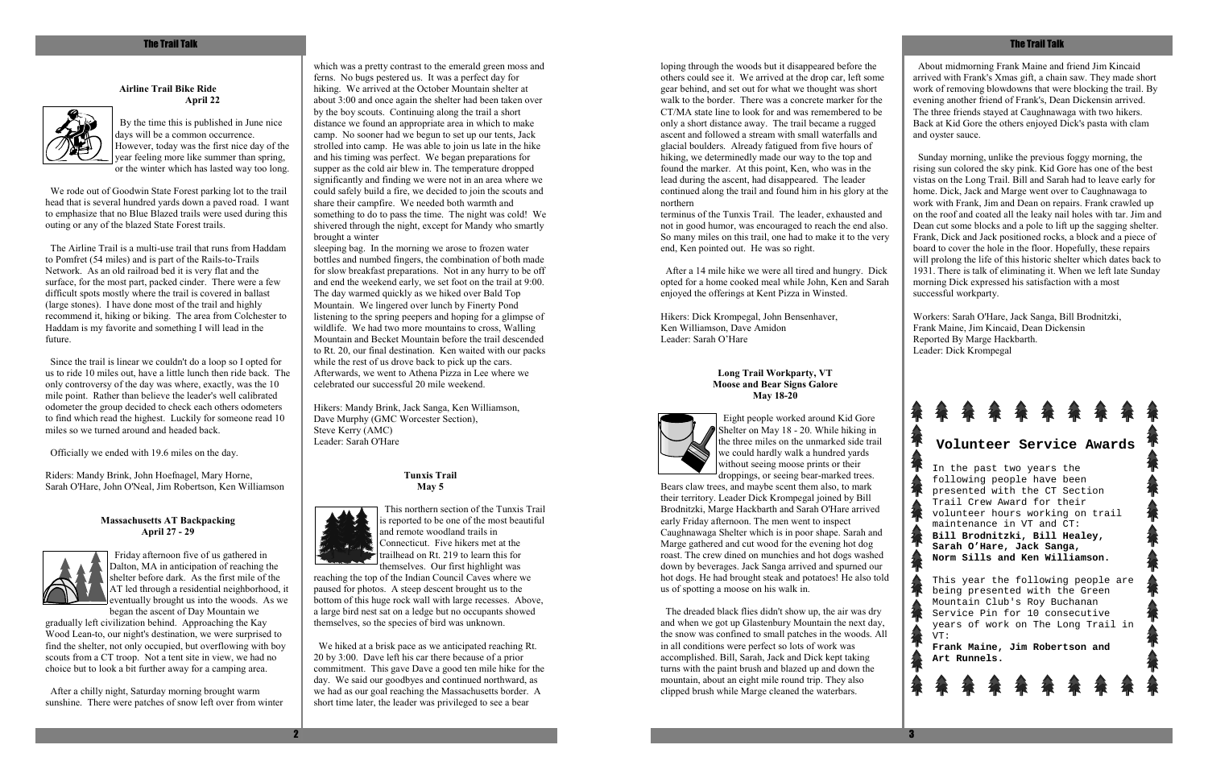### Airline Trail Bike Ride
**April 22**

By the time this is published in June nice days will be a common occurrence. However, today was the first nice day of the year feeling more like summer than spring, or the winter which has lasted way too long.

We rode out of Goodwin State Forest parking lot to the trail head that is several hundred yards down a paved road. I want to emphasize that no Blue Blazed trails were used during this outing or any of the blazed State Forest trails.

The Airline Trail is a multi-use trail that runs from Haddam to Pomfret (54 miles) and is part of the Rails-to-Trails Network. As an old railroad bed it is very flat and the surface, for the most part, packed cinder. There were a few difficult spots mostly where the trail is covered in ballast (large stones). I have done most of the trail and highly recommend it, hiking or biking. The area from Colchester to Haddam is my favorite and something I will lead in the future.

Since the trail is linear we couldn't do a loop so I opted for us to ride 10 miles out, have a little lunch then ride back. The only controversy of the day was where, exactly, was the 10 mile point. Rather than believe the leader's well calibrated odometer the group decided to check each others odometers to find which read the highest. Luckily for someone read 10 miles so we turned around and headed back.

Officially we ended with 19.6 miles on the day.

Riders: Mandy Brink, John Hoefnagel, Mary Horne, Sarah O'Hare, John O'Neal, Jim Robertson, Ken Williamson

### Massachusetts AT Backpacking
**April 27 - 29**

Friday afternoon five of us gathered in Dalton, MA in anticipation of reaching the shelter before dark. As the first mile of the AT led through a residential neighborhood, it eventually brought us into the woods. As we began the ascent of Day Mountain we gradually left civilization behind. Approaching the Kay Wood Lean-to, our night's destination, we were surprised to find the shelter, not only occupied, but overflowing with boy scouts from a CT troop. Not a tent site in view, we had no choice but to look a bit further away for a camping area.

After a chilly night, Saturday morning brought warm sunshine. There were patches of snow left over from winter which was a pretty contrast to the emerald green moss and ferns. No bugs pestered us. It was a perfect day for hiking. We arrived at the October Mountain shelter at about 3:00 and once again the shelter had been taken over by the boy scouts. Continuing along the trail a short distance we found an appropriate area in which to make camp. No sooner had we begun to set up our tents, Jack strolled into camp. He was able to join us late in the hike and his timing was perfect. We began preparations for supper as the cold air blew in. The temperature dropped significantly and finding we were not in an area where we could safely build a fire, we decided to join the scouts and share their campfire. We needed both warmth and something to do to pass the time. The night was cold! We shivered through the night, except for Mandy who smartly brought a winter sleeping bag. In the morning we arose to frozen water bottles and numbed fingers, the combination of both made for slow breakfast preparations. Not in any hurry to be off and end the weekend early, we set foot on the trail at 9:00. The day warmed quickly as we hiked over Bald Top Mountain. We lingered over lunch by Finerty Pond listening to the spring peepers and hoping for a glimpse of wildlife. We had two more mountains to cross, Walling Mountain and Becket Mountain before the trail descended to Rt. 20, our final destination. Ken waited with our packs while the rest of us drove back to pick up the cars. Afterwards, we went to Athena Pizza in Lee where we celebrated our successful 20 mile weekend.

Hikers: Mandy Brink, Jack Sanga, Ken Williamson, Dave Murphy (GMC Worcester Section), Steve Kerry (AMC)
Leader: Sarah O'Hare

### Tunxis Trail
**May 5**

This northern section of the Tunxis Trail is reported to be one of the most beautiful and remote woodland trails in Connecticut. Five hikers met at the trailhead on Rt. 219 to learn this for themselves. Our first highlight was reaching the top of the Indian Council Caves where we paused for photos. A steep descent brought us to the bottom of this huge rock wall with large recesses. Above, a large bird nest sat on a ledge but no occupants showed themselves, so the species of bird was unknown.

We hiked at a brisk pace as we anticipated reaching Rt. 20 by 3:00. Dave left his car there because of a prior commitment. This gave Dave a good ten mile hike for the day. We said our goodbyes and continued northward, as we had as our goal reaching the Massachusetts border. A short time later, the leader was privileged to see a bear loping through the woods but it disappeared before the others could see it. We arrived at the drop car, left some gear behind, and set out for what we thought was short walk to the border. There was a concrete marker for the CT/MA state line to look for and was remembered to be only a short distance away. The trail became a rugged ascent and followed a stream with small waterfalls and glacial boulders. Already fatigued from five hours of hiking, we determinedly made our way to the top and found the marker. At this point, Ken, who was in the lead during the ascent, had disappeared. The leader continued along the trail and found him in his glory at the northern terminus of the Tunxis Trail. The leader, exhausted and not in good humor, was encouraged to reach the end also. So many miles on this trail, one had to make it to the very end, Ken pointed out. He was so right.

After a 14 mile hike we were all tired and hungry. Dick opted for a home cooked meal while John, Ken and Sarah enjoyed the offerings at Kent Pizza in Winsted.

Hikers: Dick Krompegal, John Bensenhaver, Ken Williamson, Dave Amidon
Leader: Sarah O'Hare

### Long Trail Workparty, VT
### Moose and Bear Signs Galore
**May 18-20**

Eight people worked around Kid Gore Shelter on May 18 - 20. While hiking in the three miles on the unmarked side trail we could hardly walk a hundred yards without seeing moose prints or their droppings, or seeing bear-marked trees. Bears claw trees, and maybe scent them also, to mark their territory. Leader Dick Krompegal joined by Bill Brodnitzki, Marge Hackbarth and Sarah O'Hare arrived early Friday afternoon. The men went to inspect Caughnawaga Shelter which is in poor shape. Sarah and Marge gathered and cut wood for the evening hot dog roast. The crew dined on munchies and hot dogs washed down by beverages. Jack Sanga arrived and spurned our hot dogs. He had brought steak and potatoes! He also told us of spotting a moose on his walk in.

The dreaded black flies didn't show up, the air was dry and when we got up Glastenbury Mountain the next day, the snow was confined to small patches in the woods. All in all conditions were perfect so lots of work was accomplished. Bill, Sarah, Jack and Dick kept taking turns with the paint brush and blazed up and down the mountain, about an eight mile round trip. They also clipped brush while Marge cleaned the waterbars.

About midmorning Frank Maine and friend Jim Kincaid arrived with Frank's Xmas gift, a chain saw. They made short work of removing blowdowns that were blocking the trail. By evening another friend of Frank's, Dean Dickensin arrived. The three friends stayed at Caughnawaga with two hikers. Back at Kid Gore the others enjoyed Dick's pasta with clam and oyster sauce.

Sunday morning, unlike the previous foggy morning, the rising sun colored the sky pink. Kid Gore has one of the best vistas on the Long Trail. Bill and Sarah had to leave early for home. Dick, Jack and Marge went over to Caughnawaga to work with Frank, Jim and Dean on repairs. Frank crawled up on the roof and coated all the leaky nail holes with tar. Jim and Dean cut some blocks and a pole to lift up the sagging shelter. Frank, Dick and Jack positioned rocks, a block and a piece of board to cover the hole in the floor. Hopefully, these repairs will prolong the life of this historic shelter which dates back to 1931. There is talk of eliminating it. When we left late Sunday morning Dick expressed his satisfaction with a most successful workparty.

Workers: Sarah O'Hare, Jack Sanga, Bill Brodnitzki, Frank Maine, Jim Kincaid, Dean Dickensin
Reported By Marge Hackbarth.
Leader: Dick Krompegal

## Volunteer Service Awards

In the past two years the following people have been presented with the CT Section Trail Crew Award for their volunteer hours working on trail maintenance in VT and CT:
**Bill Brodnitzki, Bill Healey, Sarah O'Hare, Jack Sanga, Norm Sills and Ken Williamson.**

This year the following people are being presented with the Green Mountain Club's Roy Buchanan Service Pin for 10 consecutive years of work on The Long Trail in VT:
**Frank Maine, Jim Robertson and Art Runnels.**